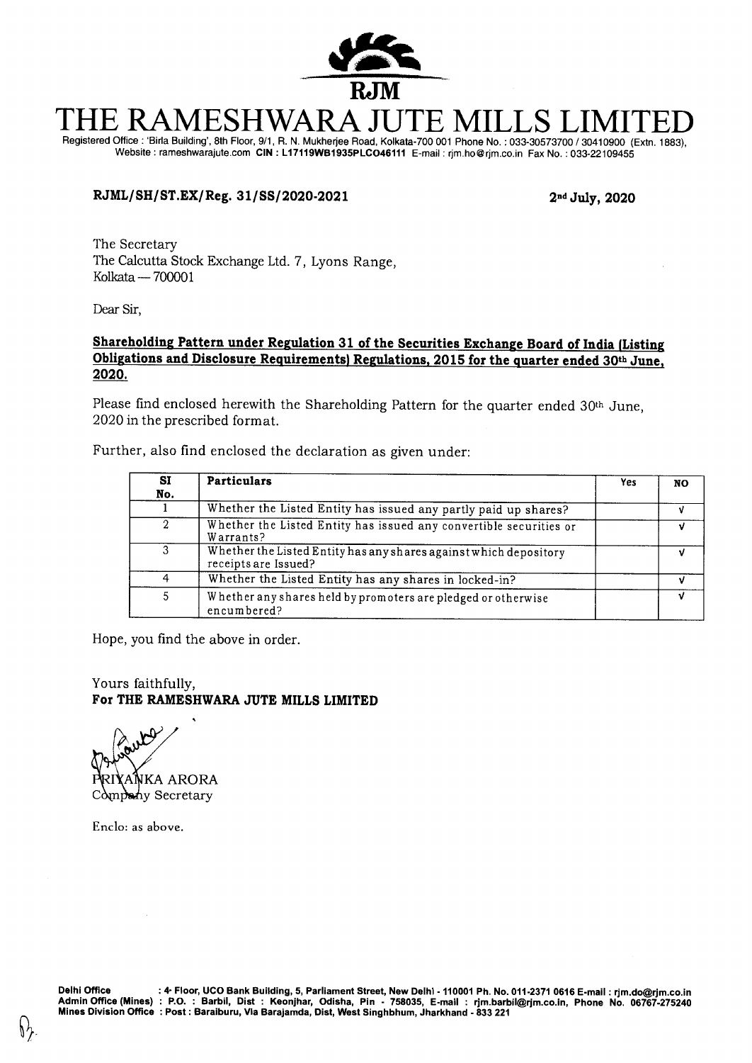RJM

# THE RAMESHWARA JUTE MILLS LIMITED

Registered Office : 'Birla Building', 8th Floor, 9/1, R. N. Mukherjee Road, Kolkata-700 001 Phone No. : 033-30573700 / 30410900 (Extn. 1883), Website : rameshwarajute.com **CIN : L17119WB1935PLC046111** E-mail : rjm.ho@rjm.co.in Fax No. : 033-22109455

**RJML/SH/ST.EX/Reg. 31/SS/2020-2021** **2nd July, 2020**

The Secretary
The Calcutta Stock Exchange Ltd. 7, Lyons Range,
Kolkata — 700001

Dear Sir,

**Shareholding Pattern under Regulation 31 of the Securities Exchange Board of India (Listing Obligations and Disclosure Requirements) Regulations, 2015 for the quarter ended 30th June, 2020.**

Please find enclosed herewith the Shareholding Pattern for the quarter ended 30th June, 2020 in the prescribed format.

Further, also find enclosed the declaration as given under:

| SI No. | Particulars | Yes | NO |
|---|---|---|---|
| 1 | Whether the Listed Entity has issued any partly paid up shares? | | √ |
| 2 | Whether the Listed Entity has issued any convertible securities or Warrants? | | √ |
| 3 | Whether the Listed Entity has any shares against which depository receipts are Issued? | | √ |
| 4 | Whether the Listed Entity has any shares in locked-in? | | √ |
| 5 | Whether any shares held by promoters are pledged or otherwise encumbered? | | √ |

Hope, you find the above in order.

Yours faithfully,
**For THE RAMESHWARA JUTE MILLS LIMITED**

PRIYANKA ARORA
Company Secretary

Enclo: as above.

**Delhi Office** : 4th Floor, UCO Bank Building, 5, Parliament Street, New Delhi - 110001 Ph. No. 011-2371 0616 E-mail : rjm.do@rjm.co.in
**Admin Office (Mines)** : P.O. : Barbil, Dist : Keonjhar, Odisha, Pin - 758035, E-mail : rjm.barbil@rjm.co.in, Phone No. 06767-275240
**Mines Division Office** : Post : Baraiburu, Via Barajamda, Dist, West Singhbhum, Jharkhand - 833 221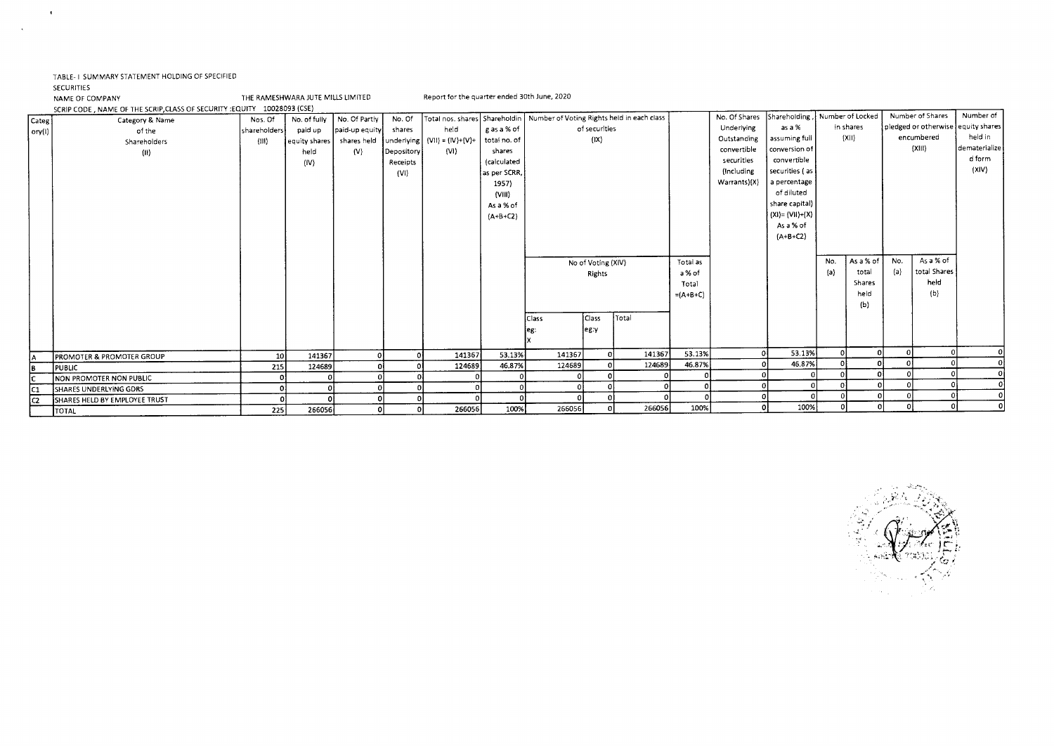TABLE- I SUMMARY STATEMENT HOLDING OF SPECIFIED SECURITIES

NAME OF COMPANY THE RAMESHWARA JUTE MILLS LIMITED Report for the quarter ended 30th June, 2020

SCRIP CODE , NAME OF THE SCRIP,CLASS OF SECURITY :EQUITY 10028093 (CSE)

| Category(I) | Category & Name of the Shareholders (II) | Nos. Of shareholders (III) | No. of fully paid up equity shares held (IV) | No. Of Partly paid-up equity shares held (V) | No. Of shares underlying Depository Receipts (VI) | Total nos. shares held (VII) = (IV)+(V)+(VI) | Shareholding as a % of total no. of shares (calculated as per SCRR, 1957) (VIII) As a % of (A+B+C2) | Number of Voting Rights held in each class of securities (IX) | | | | No. Of Shares Underlying Outstanding convertible securities (Including Warrants)(X) | Shareholding , as a % assuming full conversion of convertible securities ( as a percentage of diluted share capital) (XI)= (VII)+(X) As a % of (A+B+C2) | Number of Locked in shares (XII) | | Number of Shares pledged or otherwise encumbered (XIII) | | Number of equity shares held in dematerialized form (XIV) |
|---|---|---|---|---|---|---|---|---|---|---|---|---|---|---|---|---|---|---|
| | | | | | | | | No of Voting (XIV) Rights | | | Total as a % of Total =(A+B+C) | | | No. (a) | As a % of total Shares held (b) | No. (a) | As a % of total Shares held (b) | |
| | | | | | | | | Class eg: X | Class eg:y | Total | | | | | | | | |
| A | PROMOTER & PROMOTER GROUP | 10 | 141367 | 0 | 0 | 141367 | 53.13% | 141367 | 0 | 141367 | 53.13% | 0 | 53.13% | 0 | 0 | 0 | 0 | 0 |
| B | PUBLIC | 215 | 124689 | 0 | 0 | 124689 | 46.87% | 124689 | 0 | 124689 | 46.87% | 0 | 46.87% | 0 | 0 | 0 | 0 | 0 |
| C | NON PROMOTER NON PUBLIC | 0 | 0 | 0 | 0 | 0 | 0 | 0 | 0 | 0 | 0 | 0 | 0 | 0 | 0 | 0 | 0 | 0 |
| C1 | SHARES UNDERLYING GDRS | 0 | 0 | 0 | 0 | 0 | 0 | 0 | 0 | 0 | 0 | 0 | 0 | 0 | 0 | 0 | 0 | 0 |
| C2 | SHARES HELD BY EMPLOYEE TRUST | 0 | 0 | 0 | 0 | 0 | 0 | 0 | 0 | 0 | 0 | 0 | 0 | 0 | 0 | 0 | 0 | 0 |
| | TOTAL | 225 | 266056 | 0 | 0 | 266056 | 100% | 266056 | 0 | 266056 | 100% | 0 | 100% | 0 | 0 | 0 | 0 | 0 |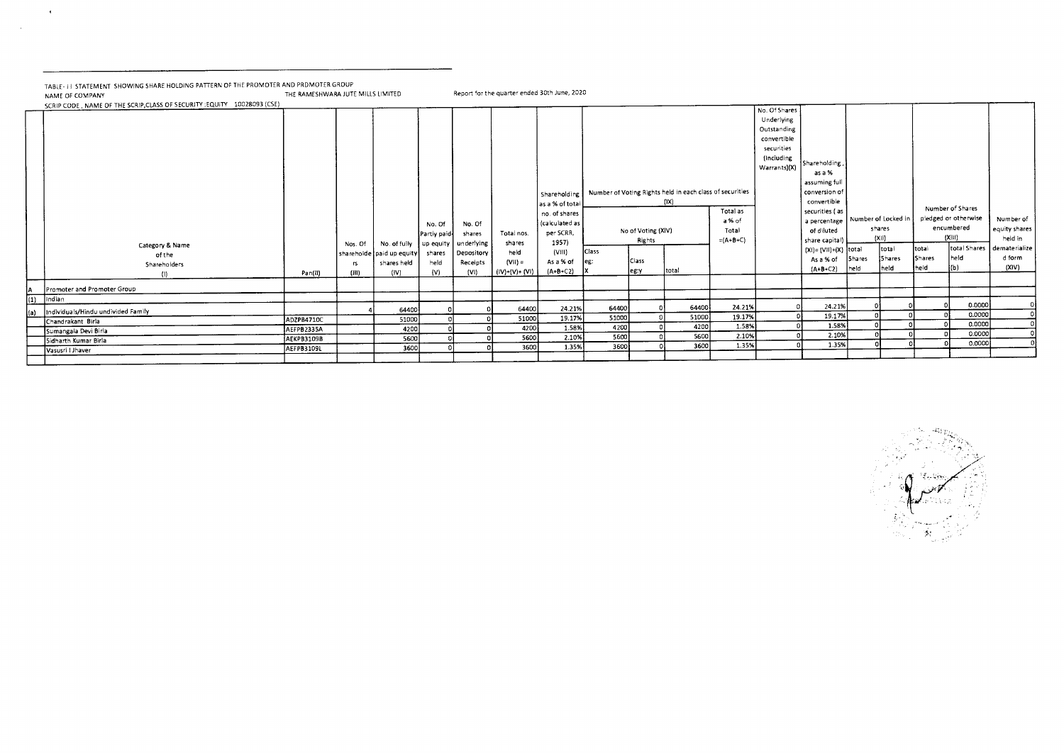TABLE- II STATEMENT SHOWING SHARE HOLDING PATTERN OF THE PROMOTER AND PROMOTER GROUP

NAME OF COMPANY THE RAMESHWARA JUTE MILLS LIMITED Report for the quarter ended 30th June, 2020

SCRIP CODE , NAME OF THE SCRIP,CLASS OF SECURITY :EQUITY 10028093 (CSE)

| | Category & Name of the Shareholders (I) | Pan(II) | Nos. Of shareholders (III) | No. of fully paid up equity shares held (IV) | No. Of Partly paid-up equity shares held (V) | No. Of shares underlying Depository Receipts (VI) | Total nos. shares held (VII) = (IV)+(V)+ (VI) | Shareholding as a % of total no. of shares (calculated as per SCRR, 1957) (VIII) As a % of (A+B+C2) | Number of Voting Rights held in each class of securities (IX) | | | | No. Of Shares Underlying Outstanding convertible securities (including Warrants)(X) | Shareholding , as a % assuming full conversion of convertible securities ( as a percentage of diluted share capital) (XI)= (VII)+(X) As a % of (A+B+C2) | Number of Locked in shares (XII) | | Number of Shares pledged or otherwise encumbered (XIII) | | Number of equity shares held in dematerialized form (XIV) |
|---|---|---|---|---|---|---|---|---|---|---|---|---|---|---|---|---|---|---|---|
| | | | | | | | | | No of Voting (XIV) Rights | | | Total as a % of Total =(A+B+C) | | | | | | | |
| | | | | | | | | | Class eg: X | Class eg:y | total | | | | total Shares held | total Shares held | total Shares held | total Shares held (b) | |
| A | Promoter and Promoter Group | | | | | | | | | | | | | | | | | | |
| (1) | Indian | | | | | | | | | | | | | | | | | | |
| (a) | Individuals/Hindu undivided Family | | 4 | 64400 | 0 | 0 | 64400 | 24.21% | 64400 | 0 | 64400 | 24.21% | 0 | 24.21% | 0 | 0 | 0 | 0.0000 | 0 |
| | Chandrakant Birla | ADZPB4710C | | 51000 | 0 | 0 | 51000 | 19.17% | 51000 | 0 | 51000 | 19.17% | 0 | 19.17% | 0 | 0 | 0 | 0.0000 | 0 |
| | Sumangala Devi Birla | AEFPB2335A | | 4200 | 0 | 0 | 4200 | 1.58% | 4200 | 0 | 4200 | 1.58% | 0 | 1.58% | 0 | 0 | 0 | 0.0000 | 0 |
| | Sidharth Kumar Birla | AEKPB3109B | | 5600 | 0 | 0 | 5600 | 2.10% | 5600 | 0 | 5600 | 2.10% | 0 | 2.10% | 0 | 0 | 0 | 0.0000 | 0 |
| | Vasusri I Jhaver | AEFPB3109L | | 3600 | 0 | 0 | 3600 | 1.35% | 3600 | 0 | 3600 | 1.35% | 0 | 1.35% | 0 | 0 | 0 | 0.0000 | 0 |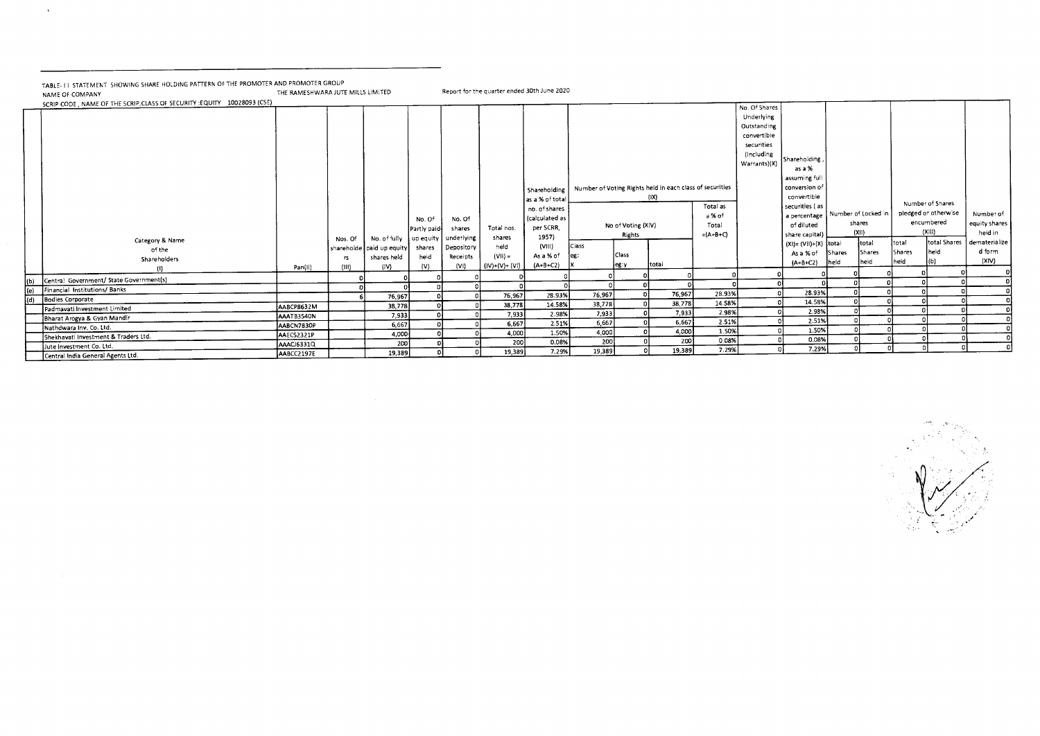TABLE- I I STATEMENT SHOWING SHARE HOLDING PATTERN OF THE PROMOTER AND PROMOTER GROUP

NAME OF COMPANY THE RAMESHWARA JUTE MILLS LIMITED Report for the quarter ended 30th June 2020

SCRIP CODE , NAME OF THE SCRIP,CLASS OF SECURITY :EQUITY 10028093 (CSE)

| | Category & Name of the Shareholders (I) | Pan(II) | Nos. Of shareholders (III) | No. of fully paid up equity shares held (IV) | No. Of Partly paid-up equity shares held (V) | No. Of shares underlying Depository Receipts (VI) | Total nos. shares held (VII) = (IV)+(V)+ (VI) | Shareholding as a % of total no. of shares (calculated as per SCRR, 1957) (VIII) As a % of (A+B+C2) | Number of Voting Rights held in each class of securities (IX) | | | | No. Of Shares Underlying Outstanding convertible securities (Including Warrants)(X) | Shareholding , as a % assuming full conversion of convertible securities ( as a percentage of diluted share capital) (XI)= (VII)+(X) As a % of (A+B+C2) | Number of Locked in shares (XII) | | Number of Shares pledged or otherwise encumbered (XIII) | | Number of equity shares held in dematerialized form (XIV) |
|---|---|---|---|---|---|---|---|---|---|---|---|---|---|---|---|---|---|---|---|
| | | | | | | | | | No of Voting (XIV) Rights | | | Total as a % of Total =(A+B+C) | | | total Shares held | total Shares held | total Shares held | total Shares held (b) | |
| | | | | | | | | | Class eg: X | Class eg:y | total | | | | | | | | |
| (b) | Central Government/ State Government(s) | | 0 | 0 | 0 | 0 | 0 | 0 | 0 | 0 | 0 | 0 | 0 | 0 | 0 | 0 | 0 | 0 | 0 |
| (c) | Financial Institutions/ Banks | | 0 | 0 | 0 | 0 | 0 | 0 | 0 | 0 | 0 | 0 | 0 | 0 | 0 | 0 | 0 | 0 | 0 |
| (d) | Bodies Corporate | | 6 | 76,967 | 0 | 0 | 76,967 | 28.93% | 76,967 | 0 | 76,967 | 28.93% | 0 | 28.93% | 0 | 0 | 0 | 0 | 0 |
| | Padmavati Investment Limited | AABCP8632M | | 38,778 | 0 | 0 | 38,778 | 14.58% | 38,778 | 0 | 38,778 | 14.58% | 0 | 14.58% | 0 | 0 | 0 | 0 | 0 |
| | Bharat Arogya & Gyan Mandir | AAATB3540N | | 7,933 | 0 | 0 | 7,933 | 2.98% | 7,933 | 0 | 7,933 | 2.98% | 0 | 2.98% | 0 | 0 | 0 | 0 | 0 |
| | Nathdwara Inv. Co. Ltd. | AABCN7830P | | 6,667 | 0 | 0 | 6,667 | 2.51% | 6,667 | 0 | 6,667 | 2.51% | 0 | 2.51% | 0 | 0 | 0 | 0 | 0 |
| | Shekhavati Investment & Traders Ltd. | AAECS2321P | | 4,000 | 0 | 0 | 4,000 | 1.50% | 4,000 | 0 | 4,000 | 1.50% | 0 | 1.50% | 0 | 0 | 0 | 0 | 0 |
| | Jute Investment Co. Ltd. | AAACJ6331Q | | 200 | 0 | 0 | 200 | 0.08% | 200 | 0 | 200 | 0.08% | 0 | 0.08% | 0 | 0 | 0 | 0 | 0 |
| | Central India General Agents Ltd. | AABCC2197E | | 19,389 | 0 | 0 | 19,389 | 7.29% | 19,389 | 0 | 19,389 | 7.29% | 0 | 7.29% | 0 | 0 | 0 | 0 | 0 |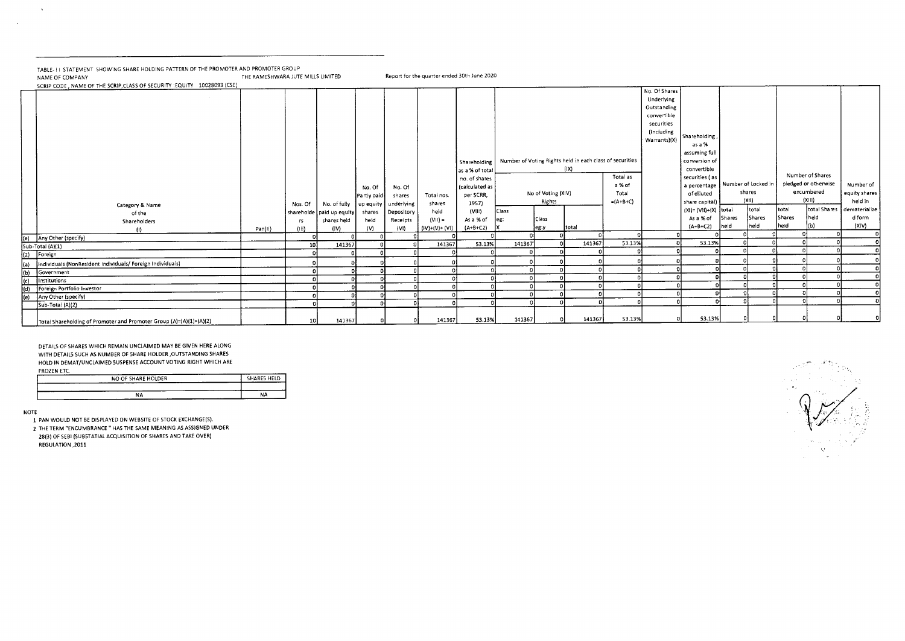TABLE- I I STATEMENT SHOWING SHARE HOLDING PATTERN OF THE PROMOTER AND PROMOTER GROUP

NAME OF COMPANY THE RAMESHWARA JUTE MILLS LIMITED Report for the quarter ended 30th June 2020

SCRIP CODE, NAME OF THE SCRIP,CLASS OF SECURITY :EQUITY 10028093 (CSE)

| | Category & Name of the Shareholders (I) | Pan(II) | Nos. Of shareholders (III) | No. of fully paid up equity shares held (IV) | No. Of Partly paid-up equity shares held (V) | No. Of shares underlying Depository Receipts (VI) | Total nos. shares held (VII) = (IV)+(V)+ (VI) | Shareholding as a % of total no. of shares (calculated as per SCRR, 1957) (VIII) As a % of (A+B+C2) | Number of Voting Rights held in each class of securities (IX) | | | | No. Of Shares Underlying Outstanding convertible securities (Including Warrants)(X) | Shareholding , as a % assuming full conversion of convertible securities ( as a percentage of diluted share capital) (XI)= (VII)+(X) As a % of (A+B+C2) | Number of Locked in shares (XII) | | Number of Shares pledged or otherwise encumbered (XIII) | | Number of equity shares held in dematerialized form (XIV) |
|---|---|---|---|---|---|---|---|---|---|---|---|---|---|---|---|---|---|---|---|
| | | | | | | | | | No of Voting (XIV) Rights | | | Total as a % of Total =(A+B+C) | | | | | | | |
| | | | | | | | | | Class eg: X | Class eg:y | total | | | | total Shares held | total Shares held | total Shares held | total Shares held (b) | |
| (e) | Any Other (specify) | | 0 | 0 | 0 | 0 | 0 | 0 | 0 | 0 | 0 | 0 | 0 | 0 | 0 | 0 | 0 | 0 | 0 |
| | Sub-Total (A)(1) | | 10 | 141367 | 0 | 0 | 141367 | 53.13% | 141367 | 0 | 141367 | 53.13% | 0 | 53.13% | 0 | 0 | 0 | 0 | 0 |
| (2) | Foreign | | 0 | 0 | 0 | 0 | 0 | 0 | 0 | 0 | 0 | 0 | 0 | 0 | 0 | 0 | 0 | 0 | 0 |
| (a) | Individuals (NonResident Individuals/ Foreign Individuals) | | 0 | 0 | 0 | 0 | 0 | 0 | 0 | 0 | 0 | 0 | 0 | 0 | 0 | 0 | 0 | 0 | 0 |
| (b) | Government | | 0 | 0 | 0 | 0 | 0 | 0 | 0 | 0 | 0 | 0 | 0 | 0 | 0 | 0 | 0 | 0 | 0 |
| (c) | Institutions | | 0 | 0 | 0 | 0 | 0 | 0 | 0 | 0 | 0 | 0 | 0 | 0 | 0 | 0 | 0 | 0 | 0 |
| (d) | Foreign Portfolio Investor | | 0 | 0 | 0 | 0 | 0 | 0 | 0 | 0 | 0 | 0 | 0 | 0 | 0 | 0 | 0 | 0 | 0 |
| (e) | Any Other (specify) | | 0 | 0 | 0 | 0 | 0 | 0 | 0 | 0 | 0 | 0 | 0 | 0 | 0 | 0 | 0 | 0 | 0 |
| | Sub-Total (A)(2) | | 0 | 0 | 0 | 0 | 0 | 0 | 0 | 0 | 0 | 0 | 0 | 0 | 0 | 0 | 0 | 0 | 0 |
| | Total Shareholding of Promoter and Promoter Group (A)=(A)(1)+(A)(2) | | 10 | 141367 | 0 | 0 | 141367 | 53.13% | 141367 | 0 | 141367 | 53.13% | 0 | 53.13% | 0 | 0 | 0 | 0 | 0 |

DETAILS OF SHARES WHICH REMAIN UNCLAIMED MAY BE GIVEN HERE ALONG WITH DETAILS SUCH AS NUMBER OF SHARE HOLDER ,OUTSTANDING SHARES HOLD IN DEMAT/UNCLAIMED SUSPENSE ACCOUNT VOTING RIGHT WHICH ARE FROZEN ETC.

| NO OF SHARE HOLDER | SHARES HELD |
|---|---|
| NA | NA |

NOTE

1. PAN WOULD NOT BE DISPLAYED ON WEBSITE OF STOCK EXCHANGE(S).
2. THE TERM "ENCUMBRANCE " HAS THE SAME MEANING AS ASSIGNED UNDER 28(3) OF SEBI (SUBSTATIAL ACQUISITION OF SHARES AND TAKE OVER) REGULATION ,2011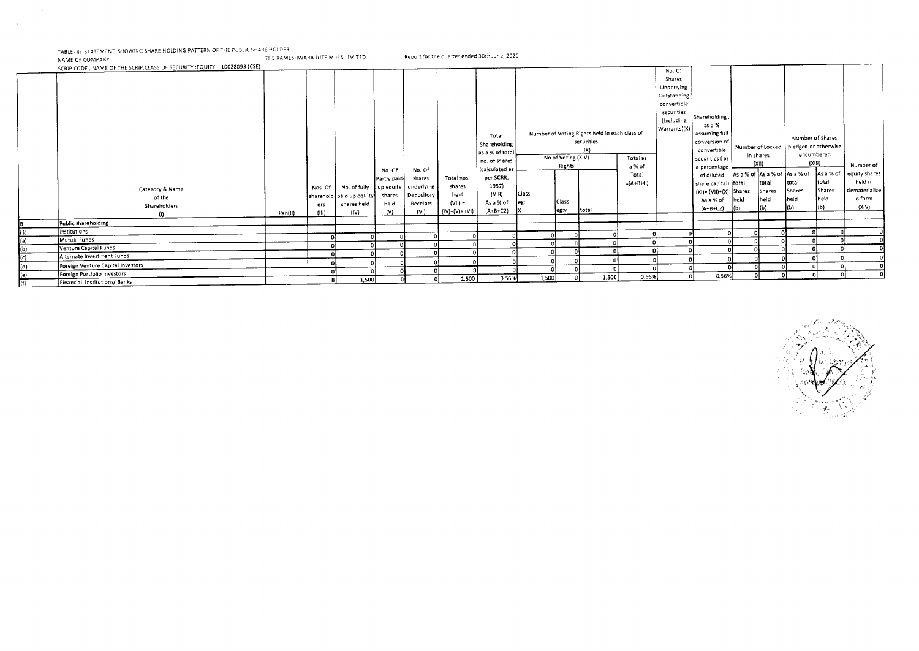TABLE- III STATEMENT SHOWING SHARE HOLDING PATTERN OF THE PUBLIC SHARE HOLDER

NAME OF COMPANY THE RAMESHWARA JUTE MILLS LIMITED Report for the quarter ended 30th June, 2020

SCRIP CODE , NAME OF THE SCRIP,CLASS OF SECURITY :EQUITY 10028093 (CSE)

| | Category & Name of the Shareholders (I) | Pan(II) | Nos. Of shareholders (III) | No. of fully paid up equity shares held (IV) | No. Of Partly paid-up equity shares held (V) | No. Of shares underlying Depository Receipts (VI) | Total nos. shares held (VII) = (IV)+(V)+ (VI) | Total Shareholding as a % of total no. of shares (calculated as per SCRR, 1957) (VIII) As a % of (A+B+C2) | Number of Voting Rights held in each class of securities (IX) | | | | No. Of Shares Underlying Outstanding convertible securities (Including Warrants)(X) | Shareholding , as a % assuming full conversion of convertible securities ( as a percentage of diluted share capital) (XI)= (VII)+(X) As a % of (A+B+C2) | Number of Locked in shares (XII) | | Number of Shares pledged or otherwise encumbered (XIII) | | Number of equity shares held in dematerialized form (XIV) |
|---|---|---|---|---|---|---|---|---|---|---|---|---|---|---|---|---|---|---|---|
| | | | | | | | | | No of Voting (XIV) Rights | | | Total as a % of Total =(A+B+C) | | | | | | | |
| | | | | | | | | | Class eg: X | Class eg:y | total | | | | total Shares held (b) | As a % of total Shares held (b) | total Shares held (b) | As a % of total Shares held (b) | |
| B | Public shareholding | | | | | | | | | | | | | | | | | | |
| (1) | Institutions | | | | | | | | | | | | | | | | | | |
| (a) | Mutual Funds | | 0 | 0 | 0 | 0 | 0 | 0 | 0 | 0 | 0 | 0 | 0 | 0 | 0 | 0 | 0 | 0 | 0 |
| (b) | Venture Capital Funds | | 0 | 0 | 0 | 0 | 0 | 0 | 0 | 0 | 0 | 0 | 0 | 0 | 0 | 0 | 0 | 0 | 0 |
| (c) | Alternate Investment Funds | | 0 | 0 | 0 | 0 | 0 | 0 | 0 | 0 | 0 | 0 | 0 | 0 | 0 | 0 | 0 | 0 | 0 |
| (d) | Foreign Venture Capital Investors | | 0 | 0 | 0 | 0 | 0 | 0 | 0 | 0 | 0 | 0 | 0 | 0 | 0 | 0 | 0 | 0 | 0 |
| (e) | Foreign Portfolio Investors | | 0 | 0 | 0 | 0 | 0 | 0 | 0 | 0 | 0 | 0 | 0 | 0 | 0 | 0 | 0 | 0 | 0 |
| (f) | Financial Institutions/ Banks | | 8 | 1,500 | 0 | 0 | 1,500 | 0.56% | 1,500 | 0 | 1,500 | 0.56% | 0 | 0.56% | 0 | 0 | 0 | 0 | 0 |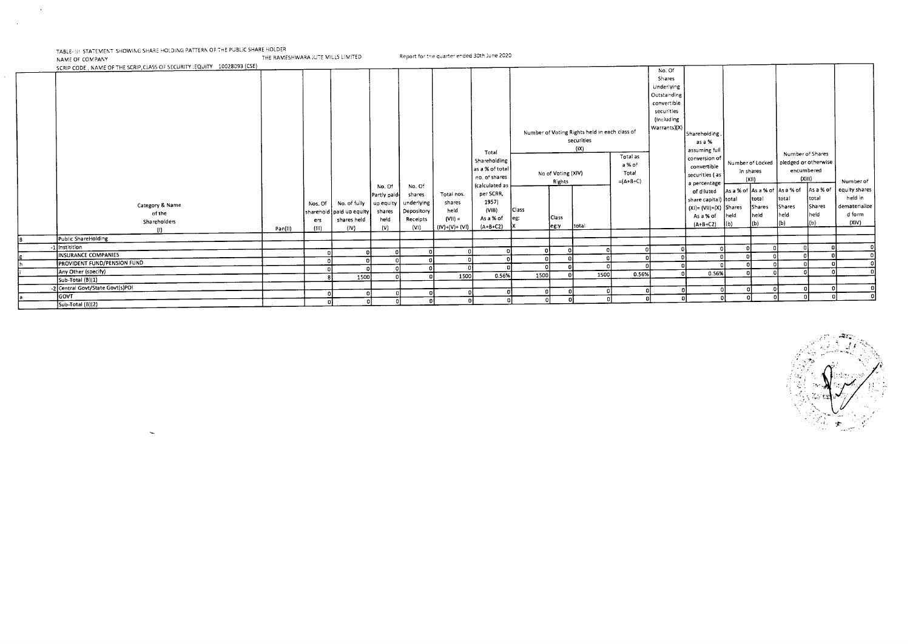TABLE- III STATEMENT SHOWING SHARE HOLDING PATTERN OF THE PUBLIC SHARE HOLDER

NAME OF COMPANY THE RAMESHWARA JUTE MILLS LIMITED Report for the quarter ended 30th June 2020

SCRIP CODE , NAME OF THE SCRIP,CLASS OF SECURITY :EQUITY 10028093 (CSE)

| | Category & Name of the Shareholders (I) | Pan(II) | Nos. Of shareholders (III) | No. of fully paid up equity shares held (IV) | No. Of Partly paid-up equity shares held (V) | No. Of shares underlying Depository Receipts (VI) | Total nos. shares held (VII) = (IV)+(V)+ (VI) | Total Shareholding as a % of total no. of shares (calculated as per SCRR, 1957) (VIII) As a % of (A+B+C2) | Number of Voting Rights held in each class of securities (IX) | | | | No. Of Shares Underlying Outstanding convertible securities (Including Warrants)(X) | Shareholding , as a % assuming full conversion of convertible securities ( as a percentage of diluted share capital) (XI)= (VII)+(X) As a % of (A+B+C2) | Number of Locked in shares (XII) | | Number of Shares pledged or otherwise encumbered (XIII) | | Number of equity shares held in dematerialized form (XIV) |
|---|---|---|---|---|---|---|---|---|---|---|---|---|---|---|---|---|---|---|---|
| | | | | | | | | | No of Voting (XIV) Rights | | | Total as a % of Total =(A+B+C) | | | | | | | |
| | | | | | | | | | Class X | Class eg:y | total | | | | total Shares held (b) | As a % of total Shares held (b) | total Shares held (b) | As a % of total Shares held (b) | |
| B | Public ShareHolding | | | | | | | | | | | | | | | | | | |
| -1 | Institition | | | | | | | | | | | | | | | | | | |
| g | INSURANCE COMPANIES | | 0 | 0 | 0 | 0 | 0 | 0 | 0 | 0 | 0 | 0 | 0 | 0 | 0 | 0 | 0 | 0 | 0 |
| h | PROVIDENT FUND/PENSION FUND | | 0 | 0 | 0 | 0 | 0 | 0 | 0 | 0 | 0 | 0 | 0 | 0 | 0 | 0 | 0 | 0 | 0 |
| i | Any Other (specify) | | 0 | 0 | 0 | 0 | 0 | 0 | 0 | 0 | 0 | 0 | 0 | 0 | 0 | 0 | 0 | 0 | 0 |
| | Sub-Total (B)(1) | | 8 | 1500 | 0 | 0 | 1500 | 0.56% | 1500 | 0 | 1500 | 0.56% | 0 | 0.56% | 0 | 0 | 0 | | 0 |
| -2 | Central Govt/State Govt(s)POI | | | | | | | | | | | | | | | | | | |
| a | GOVT | | 0 | 0 | 0 | 0 | 0 | 0 | 0 | 0 | 0 | 0 | 0 | 0 | 0 | 0 | 0 | 0 | 0 |
| | Sub-Total (B)(2) | | 0 | 0 | 0 | 0 | 0 | 0 | 0 | 0 | 0 | 0 | 0 | 0 | 0 | 0 | 0 | 0 | 0 |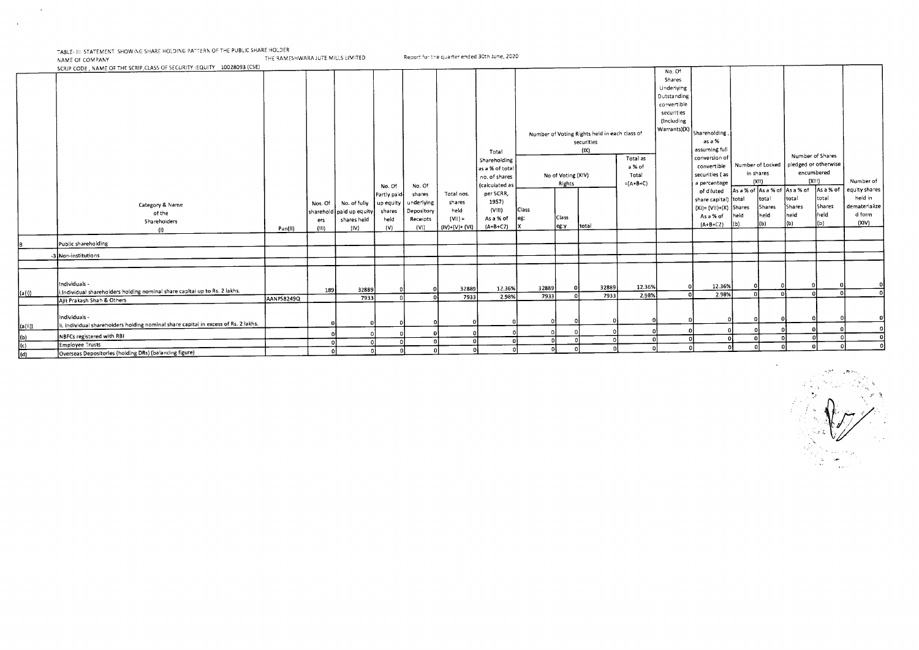TABLE- III STATEMENT SHOWING SHARE HOLDING PATTERN OF THE PUBLIC SHARE HOLDER

NAME OF COMPANY THE RAMESHWARA JUTE MILLS LIMITED Report for the quarter ended 30th June, 2020

SCRIP CODE , NAME OF THE SCRIP,CLASS OF SECURITY :EQUITY 10028093 (CSE)

| | Category & Name of the Shareholders (I) | Pan(II) | Nos. Of shareholders (III) | No. of fully paid up equity shares held (IV) | No. Of Partly paid-up equity shares held (V) | No. Of shares underlying Depository Receipts (VI) | Total nos. shares held (VII) = (IV)+(V)+ (VI) | Total Shareholding as a % of total no. of shares (calculated as per SCRR, 1957) (VIII) As a % of (A+B+C2) | Number of Voting Rights held in each class of securities (IX) | | | | No. Of Shares Underlying Outstanding convertible securities (Including Warrants)(X) | Shareholding , as a % assuming full conversion of convertible securities ( as a percentage of diluted share capital) (XI)= (VII)+(X) As a % of (A+B+C2) | Number of Locked in shares (XII) | | Number of Shares pledged or otherwise encumbered (XIII) | | Number of equity shares held in dematerialized form (XIV) |
|---|---|---|---|---|---|---|---|---|---|---|---|---|---|---|---|---|---|---|---|
| | | | | | | | | | No of Voting (XIV) Rights | | | Total as a % of Total =(A+B+C) | | | | | | | |
| | | | | | | | | | Class eg: X | Class eg:y | total | | | | total Shares held (b) | As a % of total Shares held (b) | total Shares held (b) | As a % of total Shares held (b) | |
| B | Public shareholding | | | | | | | | | | | | | | | | | | |
| -3 | Non-institutions | | | | | | | | | | | | | | | | | | |
| (a(i)) | Individuals - i.Individual shareholders holding nominal share capital up to Rs. 2 lakhs. | | 189 | 32889 | 0 | 0 | 32889 | 12.36% | 32889 | 0 | 32889 | 12.36% | 0 | 12.36% | 0 | 0 | 0 | 0 | 0 |
| | Ajit Prakash Shah & Others | AANPS8249Q | | 7933 | 0 | 0 | 7933 | 2.98% | 7933 | 0 | 7933 | 2.98% | 0 | 2.98% | 0 | 0 | 0 | 0 | 0 |
| (a(ii)) | Individuals - ii. Individual shareholders holding nominal share capital in excess of Rs. 2 lakhs. | | 0 | 0 | 0 | 0 | 0 | 0 | 0 | 0 | 0 | 0 | 0 | 0 | 0 | 0 | 0 | 0 | 0 |
| (b) | NBFCs registered with RBI | | 0 | 0 | 0 | 0 | 0 | 0 | 0 | 0 | 0 | 0 | 0 | 0 | 0 | 0 | 0 | 0 | 0 |
| (c) | Employee Trusts | | 0 | 0 | 0 | 0 | 0 | 0 | 0 | 0 | 0 | 0 | 0 | 0 | 0 | 0 | 0 | 0 | 0 |
| (d) | Overseas Depositories (holding DRs) (balancing figure) | | 0 | 0 | 0 | 0 | 0 | 0 | 0 | 0 | 0 | 0 | 0 | 0 | 0 | 0 | 0 | 0 | 0 |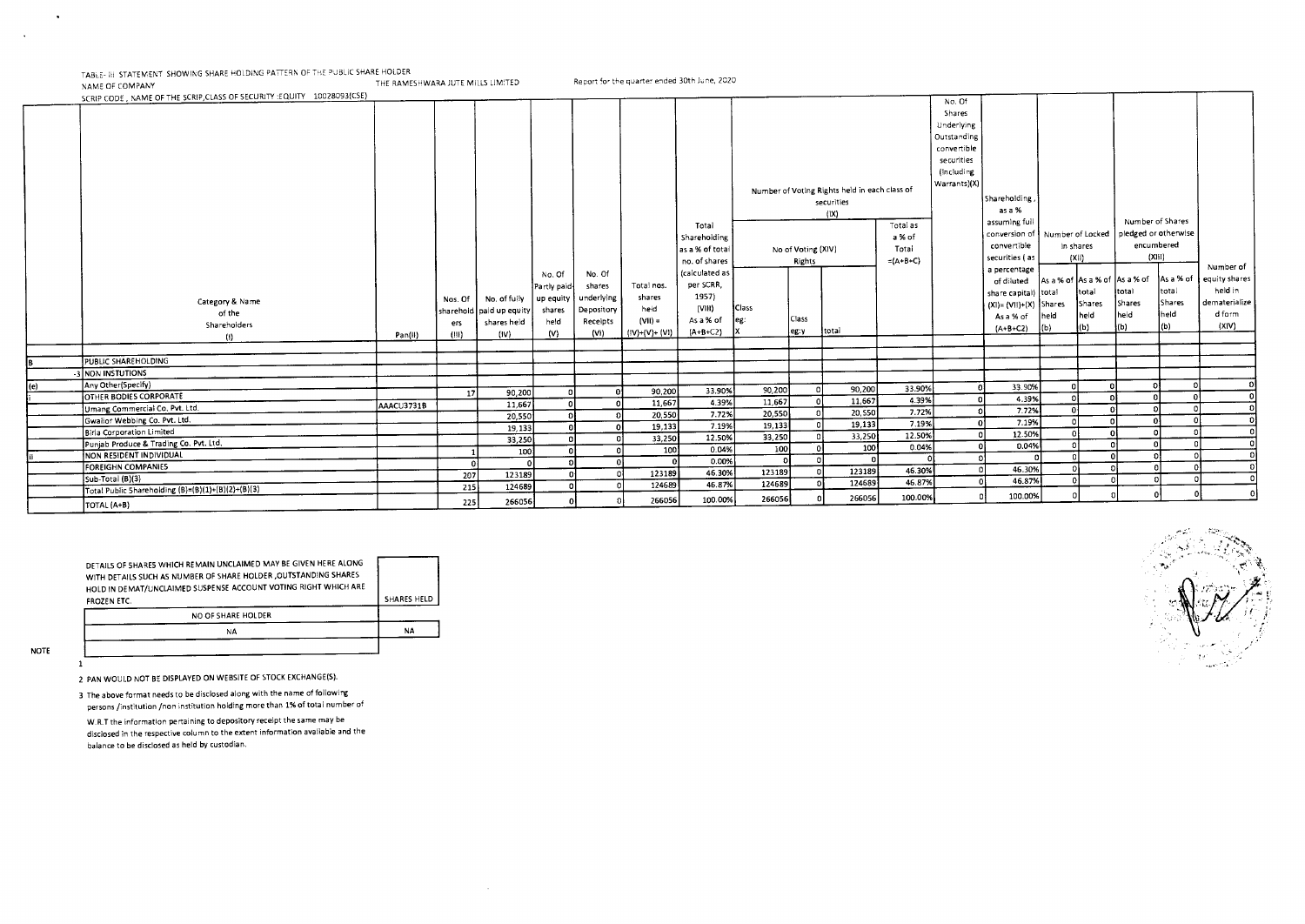TABLE- III STATEMENT SHOWING SHARE HOLDING PATTERN OF THE PUBLIC SHARE HOLDER

NAME OF COMPANY THE RAMESHWARA JUTE MILLS LIMITED Report for the quarter ended 30th June, 2020

SCRIP CODE , NAME OF THE SCRIP,CLASS OF SECURITY :EQUITY 10028093(CSE)

| | Category & Name of the Shareholders (I) | Pan(II) | Nos. Of shareholders (III) | No. of fully paid up equity shares held (IV) | No. Of Partly paid-up equity shares held (V) | No. Of shares underlying Depository Receipts (VI) | Total nos. shares held (VII) = (IV)+(V)+ (VI) | Total Shareholding as a % of total no. of shares (calculated as per SCRR, 1957) (VIII) As a % of (A+B+C2) | Number of Voting Rights held in each class of securities (IX) No of Voting (XIV) Rights Class eg: X | Class eg:y | total | Total as a % of Total =(A+B+C) | No. Of Shares Underlying Outstanding convertible securities (Including Warrants)(X) | Shareholding , as a % assuming full conversion of convertible securities ( as a percentage of diluted share capital) (XI)= (VII)+(X) As a % of (A+B+C2) | Number of Locked in shares (XII) As a % of total Shares held (b) | As a % of total Shares held (b) | Number of Shares pledged or otherwise encumbered (XIII) As a % of total Shares held (b) | As a % of total Shares held (b) | Number of equity shares held in dematerialize d form (XIV) |
|---|---|---|---|---|---|---|---|---|---|---|---|---|---|---|---|---|---|---|---|
| B | PUBLIC SHAREHOLDING | | | | | | | | | | | | | | | | | | |
| -3 | NON INSTUTIONS | | | | | | | | | | | | | | | | | | |
| (e) | Any Other(Specify) | | | | | | | | | | | | | | | | | | |
| i | OTHER BODIES CORPORATE | | 17 | 90,200 | 0 | 0 | 90,200 | 33.90% | 90,200 | 0 | 90,200 | 33.90% | 0 | 33.90% | 0 | 0 | 0 | 0 | 0 |
| | Umang Commercial Co. Pvt. Ltd. | AAACU3731B | | 11,667 | 0 | 0 | 11,667 | 4.39% | 11,667 | 0 | 11,667 | 4.39% | 0 | 4.39% | 0 | 0 | 0 | 0 | 0 |
| | Gwalior Webbing Co. Pvt. Ltd. | | | 20,550 | 0 | 0 | 20,550 | 7.72% | 20,550 | 0 | 20,550 | 7.72% | 0 | 7.72% | 0 | 0 | 0 | 0 | 0 |
| | Birla Corporation Limited | | | 19,133 | 0 | 0 | 19,133 | 7.19% | 19,133 | 0 | 19,133 | 7.19% | 0 | 7.19% | 0 | 0 | 0 | 0 | 0 |
| | Punjab Produce & Trading Co. Pvt. Ltd. | | | 33,250 | 0 | 0 | 33,250 | 12.50% | 33,250 | 0 | 33,250 | 12.50% | 0 | 12.50% | 0 | 0 | 0 | 0 | 0 |
| ii | NON RESIDENT INDIVIDUAL | | 1 | 100 | 0 | 0 | 100 | 0.04% | 100 | 0 | 100 | 0.04% | 0 | 0.04% | 0 | 0 | 0 | 0 | 0 |
| | FOREIGHN COMPANIES | | 0 | 0 | 0 | 0 | 0 | 0.00% | 0 | 0 | 0 | 0 | 0 | 0 | 0 | 0 | 0 | 0 | 0 |
| | Sub-Total (B)(3) | | 207 | 123189 | 0 | 0 | 123189 | 46.30% | 123189 | 0 | 123189 | 46.30% | 0 | 46.30% | 0 | 0 | 0 | 0 | 0 |
| | Total Public Shareholding (B)=(B)(1)+(B)(2)+(B)(3) | | 215 | 124689 | 0 | 0 | 124689 | 46.87% | 124689 | 0 | 124689 | 46.87% | 0 | 46.87% | 0 | 0 | 0 | 0 | 0 |
| | TOTAL (A+B) | | 225 | 266056 | 0 | 0 | 266056 | 100.00% | 266056 | 0 | 266056 | 100.00% | 0 | 100.00% | 0 | 0 | 0 | 0 | 0 |

| DETAILS OF SHARES WHICH REMAIN UNCLAIMED MAY BE GIVEN HERE ALONG WITH DETAILS SUCH AS NUMBER OF SHARE HOLDER ,OUTSTANDING SHARES HOLD IN DEMAT/UNCLAIMED SUSPENSE ACCOUNT VOTING RIGHT WHICH ARE FROZEN ETC. | SHARES HELD |
|---|---|
| NO OF SHARE HOLDER | |
| NA | NA |

NOTE

1

2 PAN WOULD NOT BE DISPLAYED ON WEBSITE OF STOCK EXCHANGE(S).

3 The above format needs to be disclosed along with the name of following persons /institution /non institution holding more than 1% of total number of

W.R.T the information pertaining to depository receipt the same may be disclosed in the respective column to the extent information available and the balance to be disclosed as held by custodian.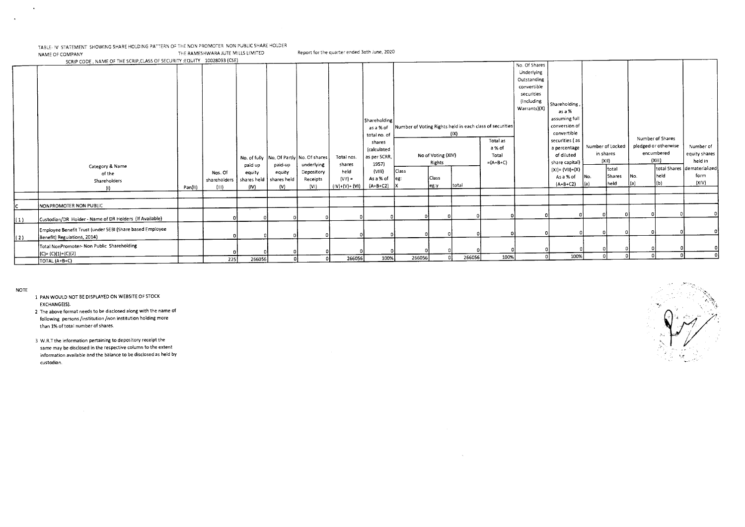TABLE- IV STATEMENT SHOWING SHARE HOLDING PATTERN OF THE NON PROMOTER NON PUBLIC SHARE HOLDER

NAME OF COMPANY THE RAMESHWARA JUTE MILLS LIMITED Report for the quarter ended 3oth June, 2020

SCRIP CODE , NAME OF THE SCRIP,CLASS OF SECURITY :EQUITY 10028093 (CSE)

| | Category & Name of the Shareholders (I) | Pan(II) | Nos. Of shareholders (III) | No. of fully paid up equity shares held (IV) | No. Of Partly paid-up equity shares held (V) | No. Of shares underlying Depository Receipts (VI) | Total nos. shares held (VII) = (IV)+(V)+ (VI) | Shareholding as a % of total no. of shares (calculated as per SCRR, 1957) (VIII) As a % of (A+B+C2) | Number of Voting Rights held in each class of securities (IX) | | | | No. Of Shares Underlying Outstanding convertible securities (Including Warrants)(X) | Shareholding , as a % assuming full conversion of convertible securities ( as a percentage of diluted share capital) (XI)= (VII)+(X) As a % of (A+B+C2) | Number of Locked in shares (XII) | | Number of Shares pledged or otherwise encumbered (XIII) | | Number of equity shares held in dematerialized form (XIV) |
|---|---|---|---|---|---|---|---|---|---|---|---|---|---|---|---|---|---|---|---|
| | | | | | | | | | No of Voting (XIV) Rights | | | Total as a % of Total =(A+B+C) | | | | | | | |
| | | | | | | | | | Class eg: X | Class eg:y | total | | | | No. (a) | total Shares held | No. (a) | total Shares held (b) | |
| C | NONPROMOTER NON PUBLIC | | | | | | | | | | | | | | | | | | |
| (1) | Custodian/DR Holder - Name of DR Holders (If Available) | | 0 | 0 | 0 | 0 | 0 | 0 | 0 | 0 | 0 | 0 | 0 | 0 | 0 | 0 | 0 | 0 | 0 |
| (2) | Employee Benefit Trust (under SEBI (Share based Employee Benefit) Regulations, 2014) | | 0 | 0 | 0 | 0 | 0 | 0 | 0 | 0 | 0 | 0 | 0 | 0 | 0 | 0 | 0 | 0 | 0 |
| | Total NonPromoter- Non Public Shareholding (C)= (C)(1)+(C)(2) | | 0 | 0 | 0 | 0 | 0 | 0 | 0 | 0 | 0 | 0 | 0 | 0 | 0 | 0 | 0 | 0 | 0 |
| | TOTAL (A+B+C) | | 225 | 266056 | 0 | 0 | 266056 | 100% | 266056 | 0 | 266056 | 100% | 0 | 100% | 0 | 0 | 0 | 0 | 0 |

NOTE

1. PAN WOULD NOT BE DISPLAYED ON WEBSITE OF STOCK EXCHANGE(S).
2. The above format needs to be disclosed along with the name of following persons /institution /non institution holding more than 1% of total number of shares.
3. W.R.T the information pertaining to depository receipt the same may be disclosed in the respective column to the extent information available and the balance to be disclosed as held by custodian.